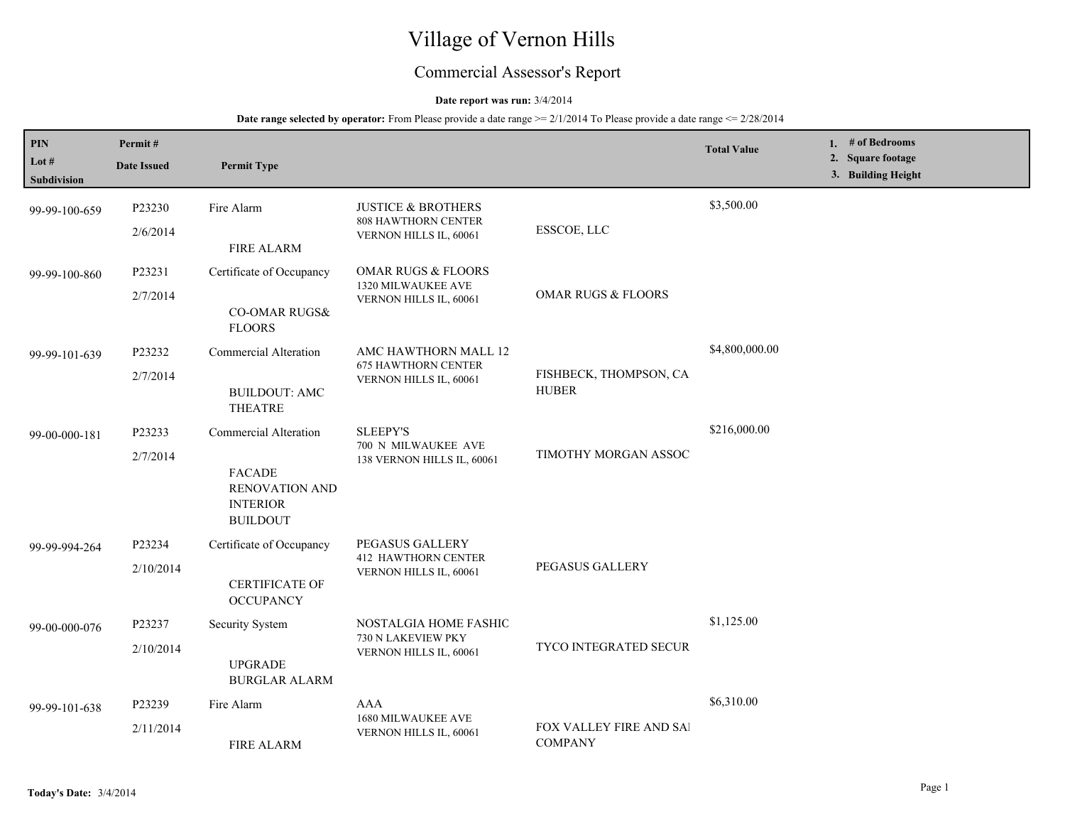# Village of Vernon Hills

## Commercial Assessor's Report

**Date report was run:** 3/4/2014

**Date range selected by operator:** From Please provide a date range >= 2/1/2014 To Please provide a date range <= 2/28/2014

| PIN / Lot # / Subdivision | Permit # / Date Issued | Permit Type | | | Total Value | 1. # of Bedrooms 2. Square footage 3. Building Height |
|---|---|---|---|---|---|---|
| 99-99-100-659 | P23230 2/6/2014 | Fire Alarm FIRE ALARM | JUSTICE & BROTHERS 808 HAWTHORN CENTER VERNON HILLS IL, 60061 | ESSCOE, LLC | $3,500.00 | |
| 99-99-100-860 | P23231 2/7/2014 | Certificate of Occupancy CO-OMAR RUGS& FLOORS | OMAR RUGS & FLOORS 1320 MILWAUKEE AVE VERNON HILLS IL, 60061 | OMAR RUGS & FLOORS | | |
| 99-99-101-639 | P23232 2/7/2014 | Commercial Alteration BUILDOUT: AMC THEATRE | AMC HAWTHORN MALL 12 675 HAWTHORN CENTER VERNON HILLS IL, 60061 | FISHBECK, THOMPSON, CA HUBER | $4,800,000.00 | |
| 99-00-000-181 | P23233 2/7/2014 | Commercial Alteration FACADE RENOVATION AND INTERIOR BUILDOUT | SLEEPY'S 700 N MILWAUKEE AVE 138 VERNON HILLS IL, 60061 | TIMOTHY MORGAN ASSOC | $216,000.00 | |
| 99-99-994-264 | P23234 2/10/2014 | Certificate of Occupancy CERTIFICATE OF OCCUPANCY | PEGASUS GALLERY 412 HAWTHORN CENTER VERNON HILLS IL, 60061 | PEGASUS GALLERY | | |
| 99-00-000-076 | P23237 2/10/2014 | Security System UPGRADE BURGLAR ALARM | NOSTALGIA HOME FASHIC 730 N LAKEVIEW PKY VERNON HILLS IL, 60061 | TYCO INTEGRATED SECUR | $1,125.00 | |
| 99-99-101-638 | P23239 2/11/2014 | Fire Alarm FIRE ALARM | AAA 1680 MILWAUKEE AVE VERNON HILLS IL, 60061 | FOX VALLEY FIRE AND SAI COMPANY | $6,310.00 | |

**Today's Date:** 3/4/2014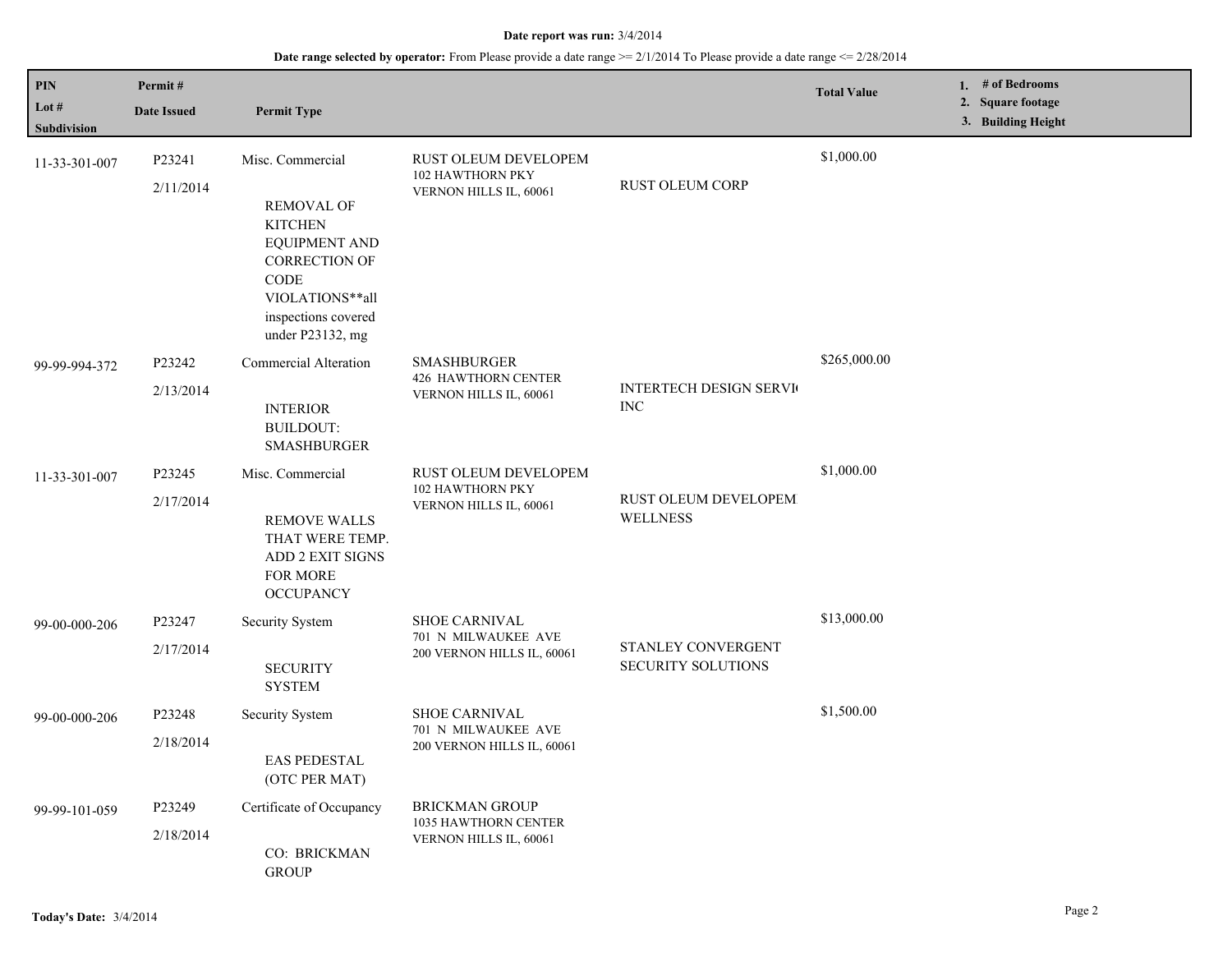**Date report was run:** 3/4/2014

**Date range selected by operator:** From Please provide a date range >= 2/1/2014 To Please provide a date range <= 2/28/2014

| PIN<br>Lot #<br>Subdivision | Permit #<br>Date Issued | Permit Type | | | Total Value | 1. # of Bedrooms<br>2. Square footage<br>3. Building Height |
|---|---|---|---|---|---|---|
| 11-33-301-007 | P23241<br>2/11/2014 | Misc. Commercial<br>REMOVAL OF KITCHEN EQUIPMENT AND CORRECTION OF CODE VIOLATIONS**all inspections covered under P23132, mg | RUST OLEUM DEVELOPEM<br>102 HAWTHORN PKY<br>VERNON HILLS IL, 60061 | RUST OLEUM CORP | $1,000.00 | |
| 99-99-994-372 | P23242<br>2/13/2014 | Commercial Alteration<br>INTERIOR BUILDOUT: SMASHBURGER | SMASHBURGER<br>426 HAWTHORN CENTER<br>VERNON HILLS IL, 60061 | INTERTECH DESIGN SERVI( INC | $265,000.00 | |
| 11-33-301-007 | P23245<br>2/17/2014 | Misc. Commercial<br>REMOVE WALLS THAT WERE TEMP. ADD 2 EXIT SIGNS FOR MORE OCCUPANCY | RUST OLEUM DEVELOPEM<br>102 HAWTHORN PKY<br>VERNON HILLS IL, 60061 | RUST OLEUM DEVELOPEM WELLNESS | $1,000.00 | |
| 99-00-000-206 | P23247<br>2/17/2014 | Security System<br>SECURITY SYSTEM | SHOE CARNIVAL<br>701 N MILWAUKEE AVE<br>200 VERNON HILLS IL, 60061 | STANLEY CONVERGENT SECURITY SOLUTIONS | $13,000.00 | |
| 99-00-000-206 | P23248<br>2/18/2014 | Security System<br>EAS PEDESTAL (OTC PER MAT) | SHOE CARNIVAL<br>701 N MILWAUKEE AVE<br>200 VERNON HILLS IL, 60061 | | $1,500.00 | |
| 99-99-101-059 | P23249<br>2/18/2014 | Certificate of Occupancy<br>CO: BRICKMAN GROUP | BRICKMAN GROUP<br>1035 HAWTHORN CENTER<br>VERNON HILLS IL, 60061 | | | |

**Today's Date:** 3/4/2014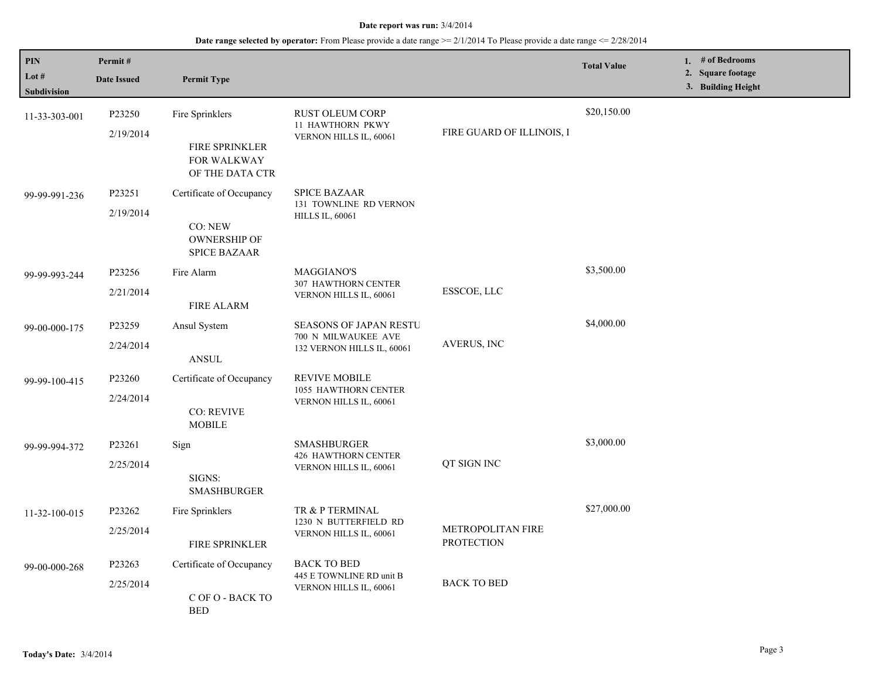**Date report was run:** 3/4/2014

**Date range selected by operator:** From Please provide a date range >= 2/1/2014 To Please provide a date range <= 2/28/2014

| PIN<br>Lot #<br>Subdivision | Permit #<br>Date Issued | Permit Type | | | Total Value | 1. # of Bedrooms<br>2. Square footage<br>3. Building Height |
|---|---|---|---|---|---|---|
| 11-33-303-001 | P23250<br>2/19/2014 | Fire Sprinklers<br>FIRE SPRINKLER FOR WALKWAY OF THE DATA CTR | RUST OLEUM CORP<br>11 HAWTHORN PKWY<br>VERNON HILLS IL, 60061 | FIRE GUARD OF ILLINOIS, I | $20,150.00 | |
| 99-99-991-236 | P23251<br>2/19/2014 | Certificate of Occupancy<br>CO: NEW OWNERSHIP OF SPICE BAZAAR | SPICE BAZAAR<br>131 TOWNLINE RD VERNON HILLS IL, 60061 | | | |
| 99-99-993-244 | P23256<br>2/21/2014 | Fire Alarm<br>FIRE ALARM | MAGGIANO'S<br>307 HAWTHORN CENTER<br>VERNON HILLS IL, 60061 | ESSCOE, LLC | $3,500.00 | |
| 99-00-000-175 | P23259<br>2/24/2014 | Ansul System<br>ANSUL | SEASONS OF JAPAN RESTU<br>700 N MILWAUKEE AVE<br>132 VERNON HILLS IL, 60061 | AVERUS, INC | $4,000.00 | |
| 99-99-100-415 | P23260<br>2/24/2014 | Certificate of Occupancy<br>CO: REVIVE MOBILE | REVIVE MOBILE<br>1055 HAWTHORN CENTER<br>VERNON HILLS IL, 60061 | | | |
| 99-99-994-372 | P23261<br>2/25/2014 | Sign<br>SIGNS: SMASHBURGER | SMASHBURGER<br>426 HAWTHORN CENTER<br>VERNON HILLS IL, 60061 | QT SIGN INC | $3,000.00 | |
| 11-32-100-015 | P23262<br>2/25/2014 | Fire Sprinklers<br>FIRE SPRINKLER | TR & P TERMINAL<br>1230 N BUTTERFIELD RD<br>VERNON HILLS IL, 60061 | METROPOLITAN FIRE PROTECTION | $27,000.00 | |
| 99-00-000-268 | P23263<br>2/25/2014 | Certificate of Occupancy<br>C OF O - BACK TO BED | BACK TO BED<br>445 E TOWNLINE RD unit B<br>VERNON HILLS IL, 60061 | BACK TO BED | | |

**Today's Date:** 3/4/2014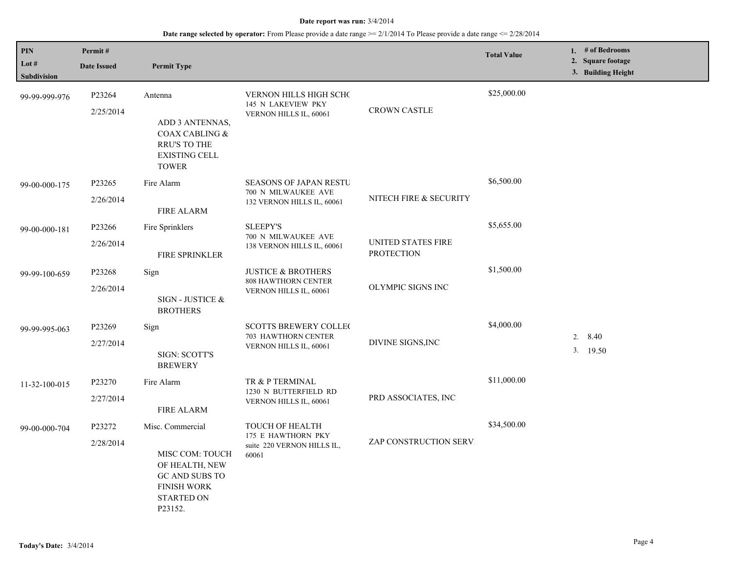**Date report was run:** 3/4/2014

**Date range selected by operator:** From Please provide a date range >= 2/1/2014 To Please provide a date range <= 2/28/2014

| PIN<br>Lot #<br>Subdivision | Permit #<br>Date Issued | Permit Type | | | Total Value | 1. # of Bedrooms<br>2. Square footage<br>3. Building Height |
|---|---|---|---|---|---|---|
| 99-99-999-976 | P23264<br>2/25/2014 | Antenna<br><br>ADD 3 ANTENNAS, COAX CABLING & RRU'S TO THE EXISTING CELL TOWER | VERNON HILLS HIGH SCHC<br>145 N LAKEVIEW PKY<br>VERNON HILLS IL, 60061 | CROWN CASTLE | $25,000.00 | |
| 99-00-000-175 | P23265<br>2/26/2014 | Fire Alarm<br><br>FIRE ALARM | SEASONS OF JAPAN RESTU<br>700 N MILWAUKEE AVE<br>132 VERNON HILLS IL, 60061 | NITECH FIRE & SECURITY | $6,500.00 | |
| 99-00-000-181 | P23266<br>2/26/2014 | Fire Sprinklers<br><br>FIRE SPRINKLER | SLEEPY'S<br>700 N MILWAUKEE AVE<br>138 VERNON HILLS IL, 60061 | UNITED STATES FIRE PROTECTION | $5,655.00 | |
| 99-99-100-659 | P23268<br>2/26/2014 | Sign<br><br>SIGN - JUSTICE & BROTHERS | JUSTICE & BROTHERS<br>808 HAWTHORN CENTER<br>VERNON HILLS IL, 60061 | OLYMPIC SIGNS INC | $1,500.00 | |
| 99-99-995-063 | P23269<br>2/27/2014 | Sign<br><br>SIGN: SCOTT'S BREWERY | SCOTTS BREWERY COLLE(<br>703 HAWTHORN CENTER<br>VERNON HILLS IL, 60061 | DIVINE SIGNS,INC | $4,000.00 | 2. 8.40<br>3. 19.50 |
| 11-32-100-015 | P23270<br>2/27/2014 | Fire Alarm<br><br>FIRE ALARM | TR & P TERMINAL<br>1230 N BUTTERFIELD RD<br>VERNON HILLS IL, 60061 | PRD ASSOCIATES, INC | $11,000.00 | |
| 99-00-000-704 | P23272<br>2/28/2014 | Misc. Commercial<br><br>MISC COM: TOUCH OF HEALTH, NEW GC AND SUBS TO FINISH WORK STARTED ON P23152. | TOUCH OF HEALTH<br>175 E HAWTHORN PKY<br>suite 220 VERNON HILLS IL, 60061 | ZAP CONSTRUCTION SERV | $34,500.00 | |

**Today's Date:** 3/4/2014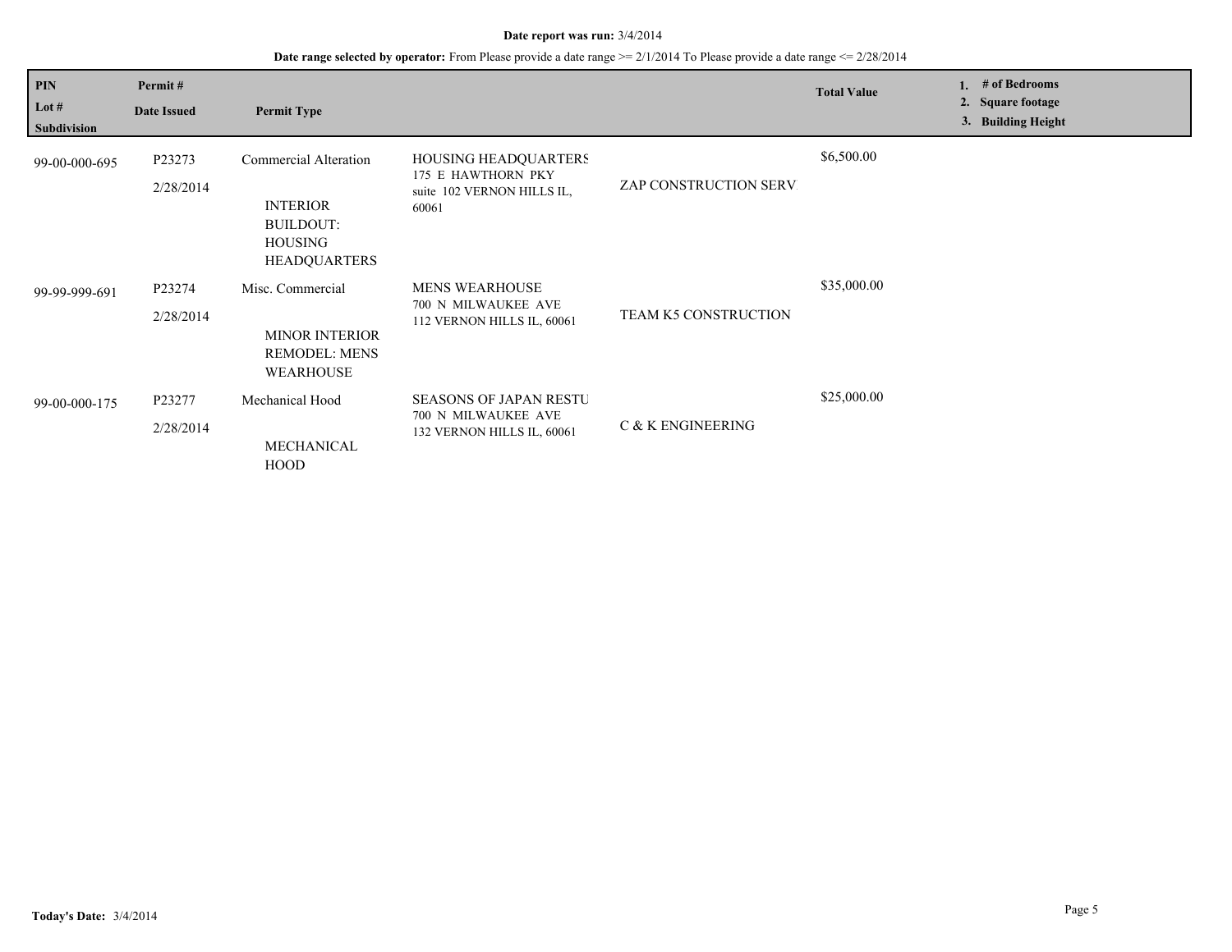**Date report was run:** 3/4/2014

**Date range selected by operator:** From Please provide a date range >= 2/1/2014 To Please provide a date range <= 2/28/2014

| PIN<br>Lot #<br>Subdivision | Permit #<br>Date Issued | Permit Type | | | Total Value | 1. # of Bedrooms<br>2. Square footage<br>3. Building Height |
|---|---|---|---|---|---|---|
| 99-00-000-695 | P23273<br>2/28/2014 | Commercial Alteration<br><br>INTERIOR BUILDOUT: HOUSING HEADQUARTERS | HOUSING HEADQUARTERS<br>175 E HAWTHORN PKY suite 102 VERNON HILLS IL, 60061 | ZAP CONSTRUCTION SERV | $6,500.00 | |
| 99-99-999-691 | P23274<br>2/28/2014 | Misc. Commercial<br><br>MINOR INTERIOR REMODEL: MENS WEARHOUSE | MENS WEARHOUSE<br>700 N MILWAUKEE AVE 112 VERNON HILLS IL, 60061 | TEAM K5 CONSTRUCTION | $35,000.00 | |
| 99-00-000-175 | P23277<br>2/28/2014 | Mechanical Hood<br><br>MECHANICAL HOOD | SEASONS OF JAPAN RESTU<br>700 N MILWAUKEE AVE 132 VERNON HILLS IL, 60061 | C & K ENGINEERING | $25,000.00 | |

**Today's Date:** 3/4/2014